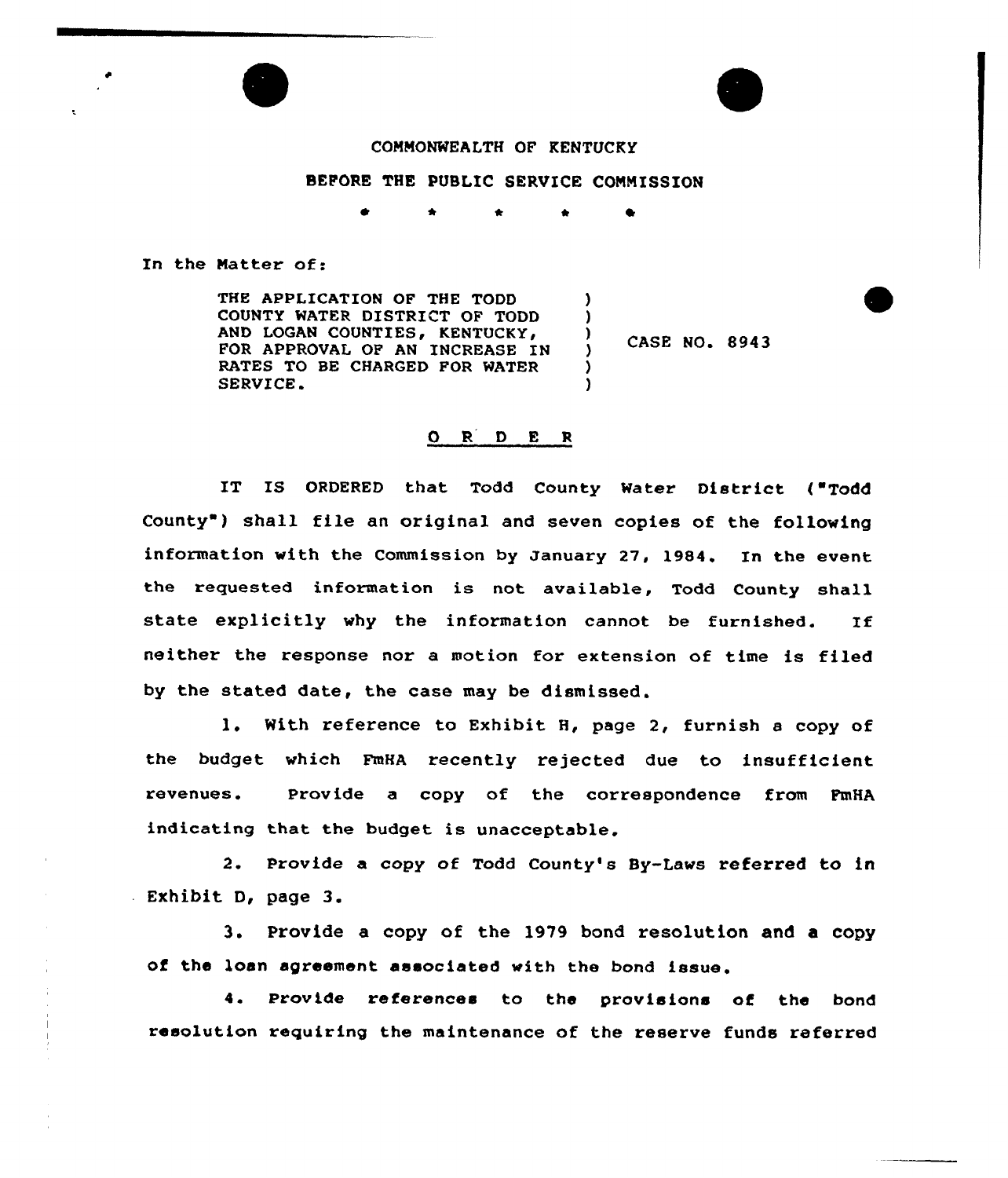COMMONWEALTH OF KENTUCKY

BEFORE THE PUBLIC SERVICE COMMISSION

\* \* \* \* \*

In the Matter of:

| | | |
|---|---|---|
| THE APPLICATION OF THE TODD COUNTY WATER DISTRICT OF TODD AND LOGAN COUNTIES, KENTUCKY, FOR APPROVAL OF AN INCREASE IN RATES TO BE CHARGED FOR WATER SERVICE. | ) ) ) ) ) ) | CASE NO. 8943 |

## O R D E R

IT IS ORDERED that Todd County Water District ("Todd County") shall file an original and seven copies of the following information with the Commission by January 27, 1984. In the event the requested information is not available, Todd County shall state explicitly why the information cannot be furnished. If neither the response nor a motion for extension of time is filed by the stated date, the case may be dismissed.

1. With reference to Exhibit H, page 2, furnish a copy of the budget which FmHA recently rejected due to insufficient revenues. Provide a copy of the correspondence from FmHA indicating that the budget is unacceptable.

2. Provide a copy of Todd County's By-Laws referred to in Exhibit D, page 3.

3. Provide a copy of the 1979 bond resolution and a copy of the loan agreement associated with the bond issue.

4. Provide references to the provisions of the bond resolution requiring the maintenance of the reserve funds referred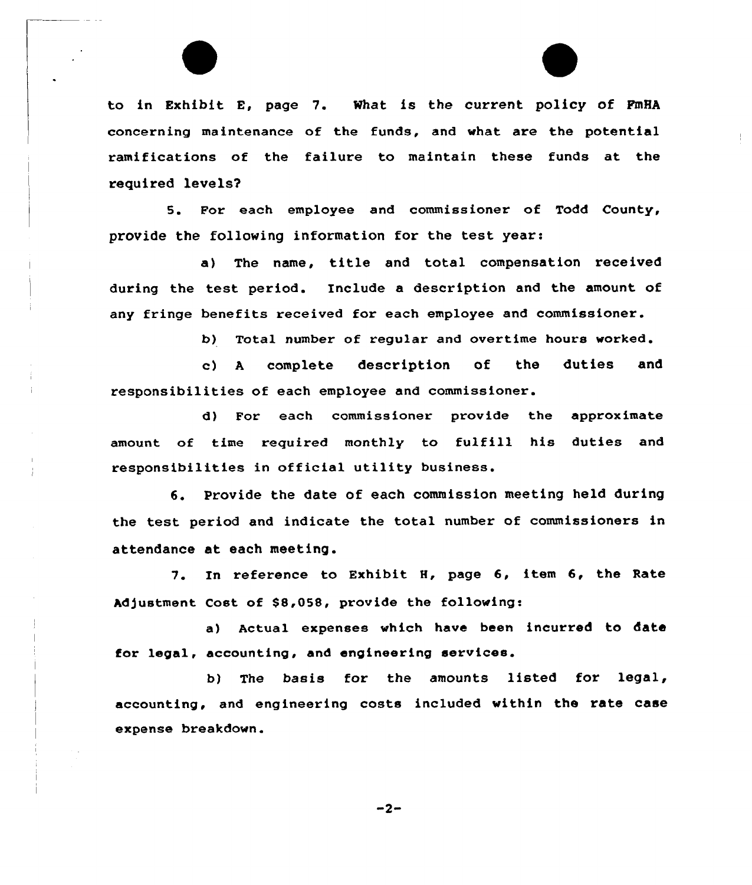to in Exhibit E, page 7. What is the current policy of FmHA concerning maintenance of the funds, and what are the potential ramifications of the failure to maintain these funds at the required levels?

5. For each employee and commissioner of Todd County, provide the following information for the test year:

a) The name, title and total compensation received during the test period. Include a description and the amount of any fringe benefits received for each employee and commissioner.

b) Total number of regular and overtime hours worked.

c) A complete description of the duties and responsibilities of each employee and commissioner.

d) For each commissioner provide the approximate amount of time required monthly to fulfill his duties and responsibilities in official utility business.

6. Provide the date of each commission meeting held during the test period and indicate the total number of commissioners in attendance at each meeting.

7. In reference to Exhibit H, page 6, item 6, the Rate Adjustment Cost of $8,058, provide the following:

a) Actual expenses which have been incurred to date for legal, accounting, and engineering services.

b) The basis for the amounts listed for legal, accounting, and engineering costs included within the rate case expense breakdown.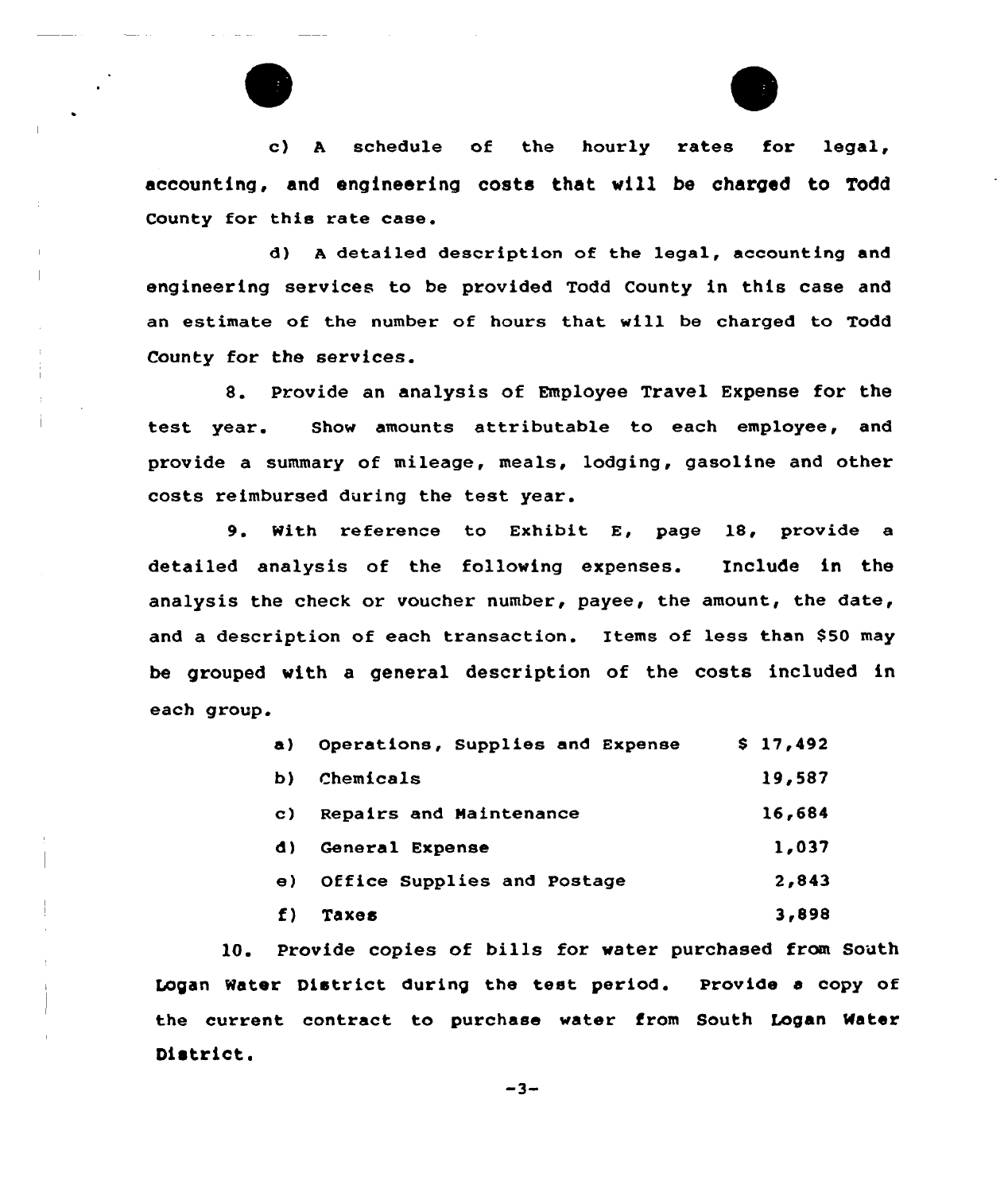c) A schedule of the hourly rates for legal, accounting, and engineering costs that will be charged to Todd County for this rate case.

d) A detailed description of the legal, accounting and engineering services to be provided Todd County in this case and an estimate of the number of hours that will be charged to Todd County for the services.

8. Provide an analysis of Employee Travel Expense for the test year. Show amounts attributable to each employee, and provide a summary of mileage, meals, lodging, gasoline and other costs reimbursed during the test year.

9. With reference to Exhibit E, page 18, provide a detailed analysis of the following expenses. Include in the analysis the check or voucher number, payee, the amount, the date, and a description of each transaction. Items of less than $50 may be grouped with a general description of the costs included in each group.

| | | |
|---|---|---|
| a) | Operations, Supplies and Expense | $ 17,492 |
| b) | Chemicals | 19,587 |
| c) | Repairs and Maintenance | 16,684 |
| d) | General Expense | 1,037 |
| e) | Office Supplies and Postage | 2,843 |
| f) | Taxes | 3,898 |

10. Provide copies of bills for water purchased from South Logan Water District during the test period. Provide a copy of the current contract to purchase water from South Logan Water District.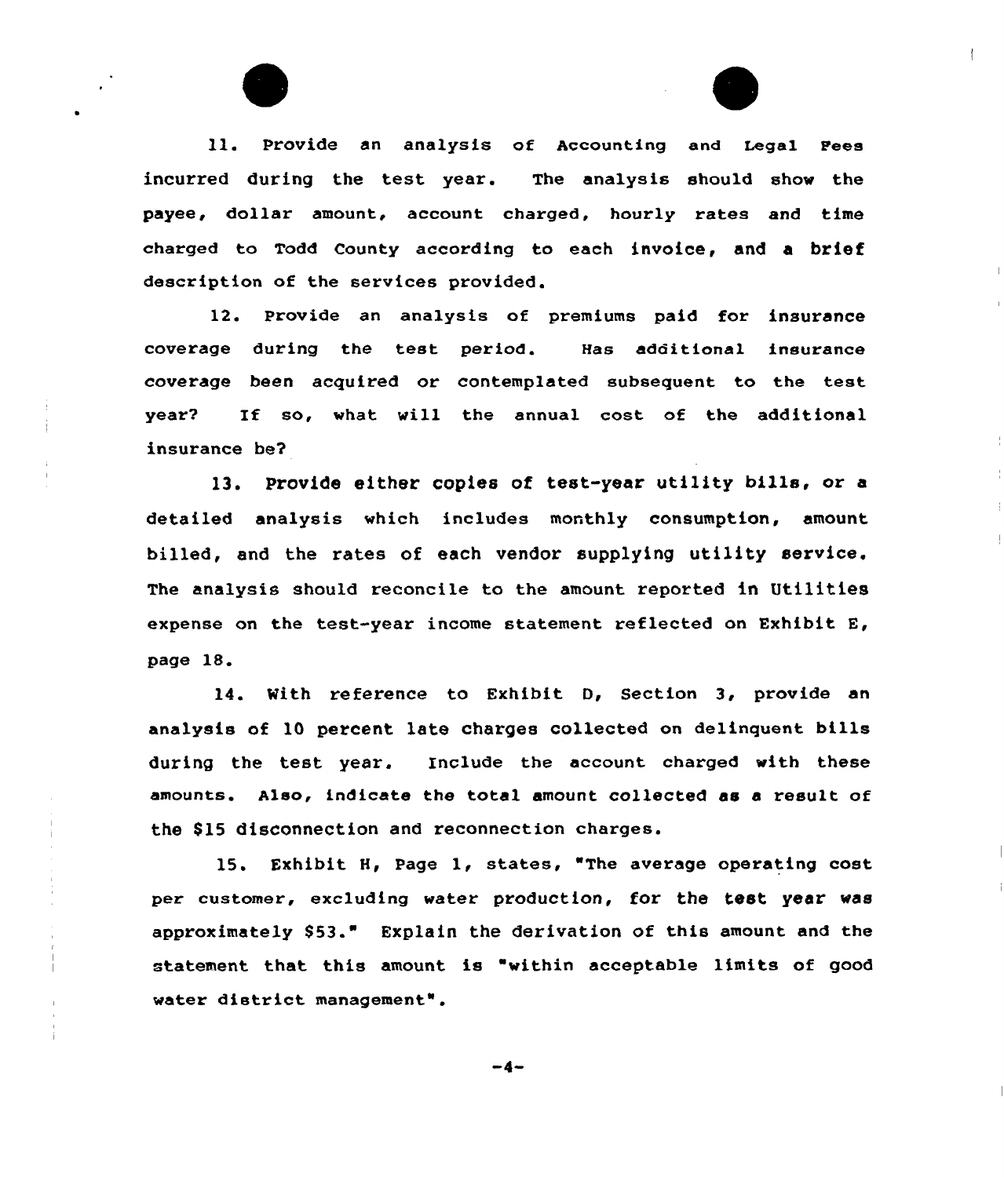11. Provide an analysis of Accounting and Legal Fees incurred during the test year. The analysis should show the payee, dollar amount, account charged, hourly rates and time charged to Todd County according to each invoice, and a brief description of the services provided.

12. Provide an analysis of premiums paid for insurance coverage during the test period. Has additional insurance coverage been acquired or contemplated subsequent to the test year? If so, what will the annual cost of the additional insurance be?

13. Provide either copies of test-year utility bills, or a detailed analysis which includes monthly consumption, amount billed, and the rates of each vendor supplying utility service. The analysis should reconcile to the amount reported in Utilities expense on the test-year income statement reflected on Exhibit E, page 18.

14. With reference to Exhibit D, Section 3, provide an analysis of 10 percent late charges collected on delinquent bills during the test year. Include the account charged with these amounts. Also, indicate the total amount collected as a result of the $15 disconnection and reconnection charges.

15. Exhibit H, Page 1, states, "The average operating cost per customer, excluding water production, for the test year was approximately $53." Explain the derivation of this amount and the statement that this amount is "within acceptable limits of good water district management".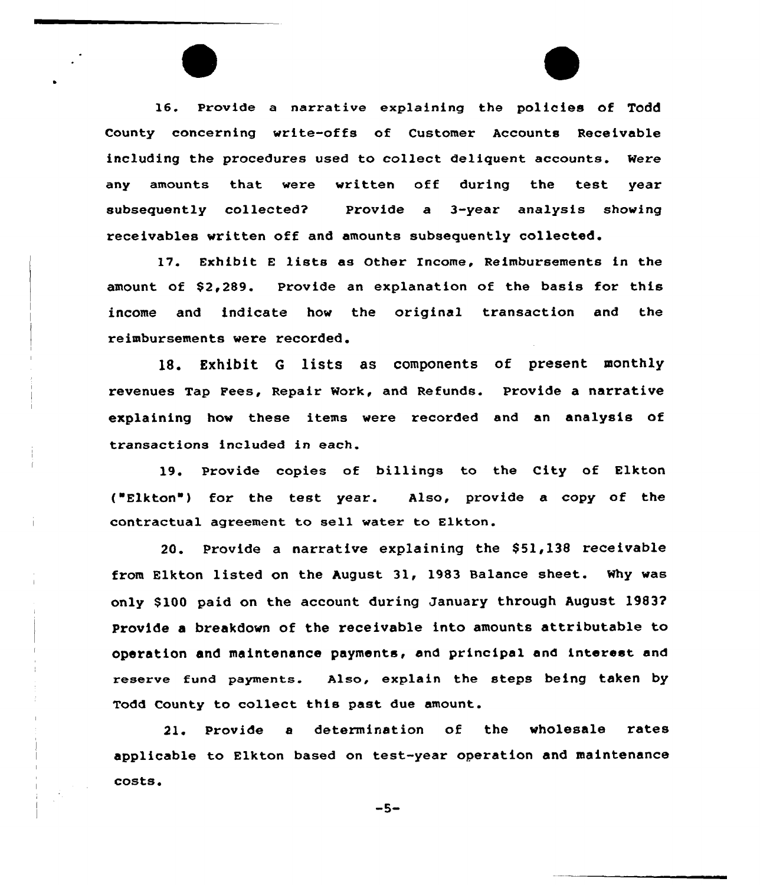16. Provide a narrative explaining the policies of Todd County concerning write-offs of Customer Accounts Receivable including the procedures used to collect deliquent accounts. Were any amounts that were written off during the test year subsequently collected? Provide a 3-year analysis showing receivables written off and amounts subsequently collected.

17. Exhibit E lists as Other Income, Reimbursements in the amount of $2,289. Provide an explanation of the basis for this income and indicate how the original transaction and the reimbursements were recorded.

18. Exhibit G lists as components of present monthly revenues Tap Fees, Repair Work, and Refunds. Provide a narrative explaining how these items were recorded and an analysis of transactions included in each.

19. Provide copies of billings to the City of Elkton ("Elkton") for the test year. Also, provide a copy of the contractual agreement to sell water to Elkton.

20. Provide a narrative explaining the $51,138 receivable from Elkton listed on the August 31, 1983 Balance sheet. Why was only $100 paid on the account during January through August 1983? Provide a breakdown of the receivable into amounts attributable to operation and maintenance payments, and principal and interest and reserve fund payments. Also, explain the steps being taken by Todd County to collect this past due amount.

21. Provide a determination of the wholesale rates applicable to Elkton based on test-year operation and maintenance costs.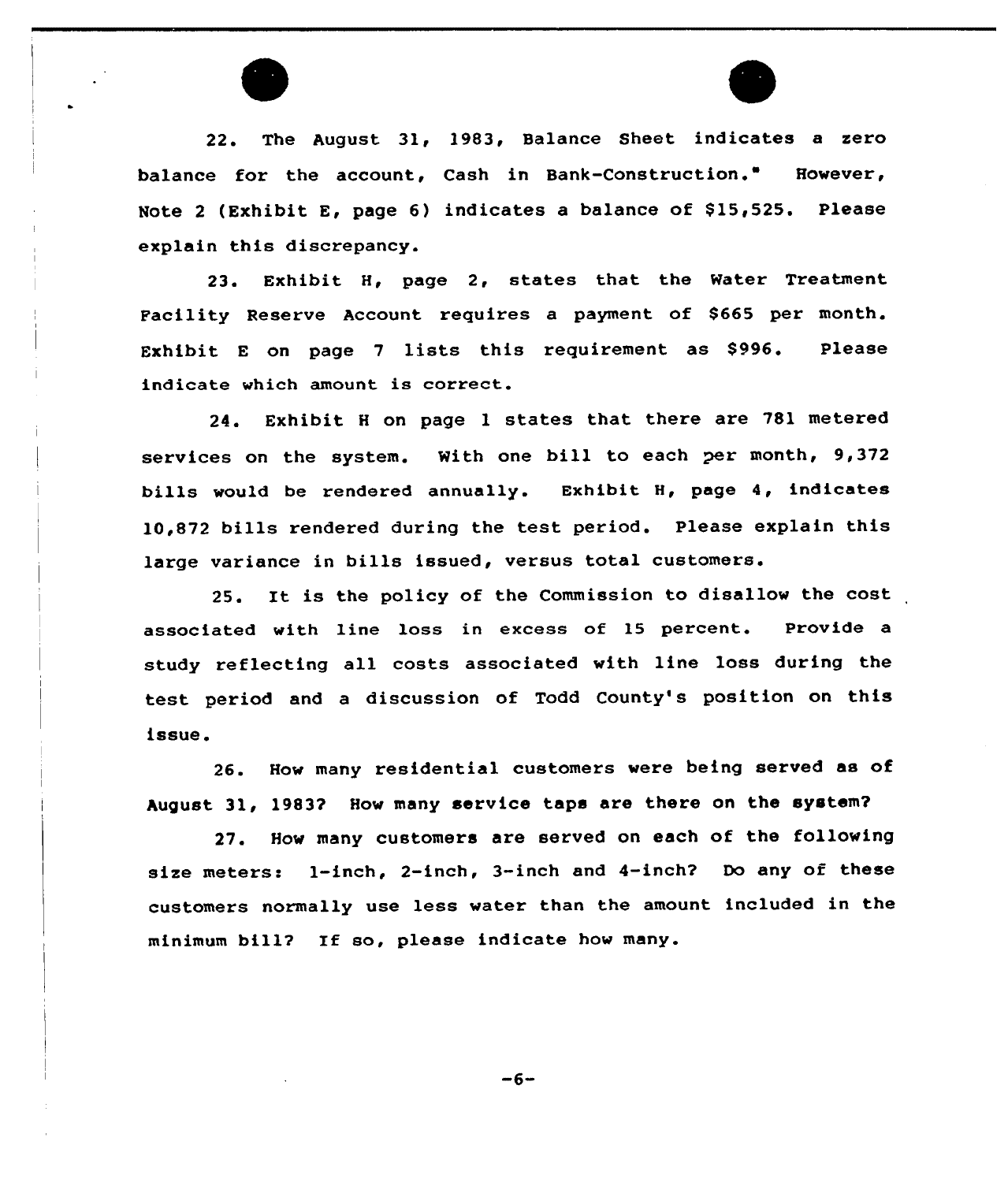22. The August 31, 1983, Balance Sheet indicates a zero balance for the account, Cash in Bank-Construction." However, Note 2 (Exhibit E, page 6) indicates a balance of $15,525. Please explain this discrepancy.

23. Exhibit H, page 2, states that the Water Treatment Facility Reserve Account requires a payment of $665 per month. Exhibit E on page 7 lists this requirement as $996. Please indicate which amount is correct.

24. Exhibit H on page 1 states that there are 781 metered services on the system. With one bill to each per month, 9,372 bills would be rendered annually. Exhibit H, page 4, indicates 10,872 bills rendered during the test period. Please explain this large variance in bills issued, versus total customers.

25. It is the policy of the Commission to disallow the cost associated with line loss in excess of 15 percent. Provide a study reflecting all costs associated with line loss during the test period and a discussion of Todd County's position on this issue.

26. How many residential customers were being served as of August 31, 1983? How many service taps are there on the system?

27. How many customers are served on each of the following size meters: 1-inch, 2-inch, 3-inch and 4-inch? Do any of these customers normally use less water than the amount included in the minimum bill? If so, please indicate how many.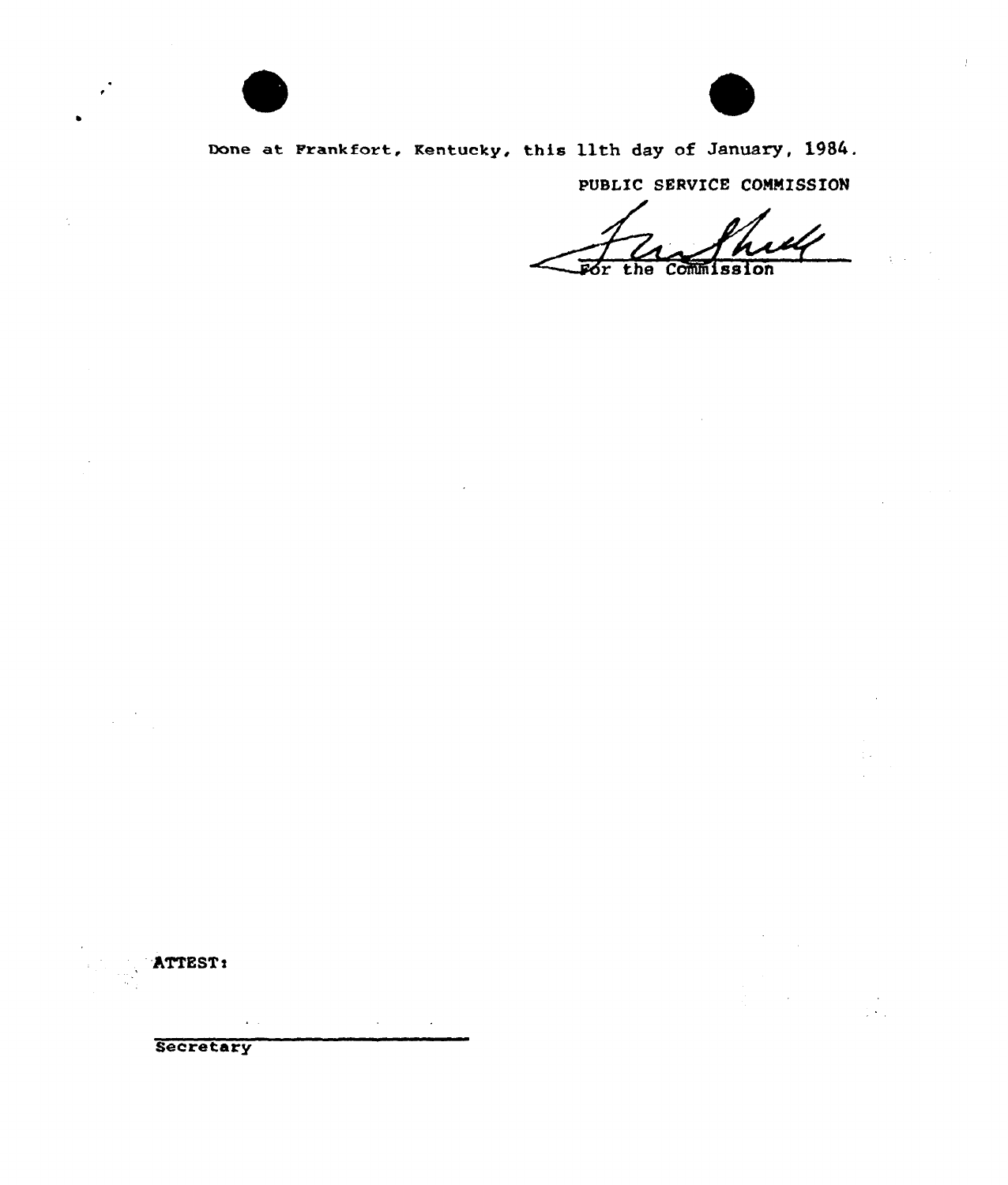Done at Frankfort, Kentucky, this 11th day of January, 1984.

PUBLIC SERVICE COMMISSION

For the Commission

ATTEST:

Secretary